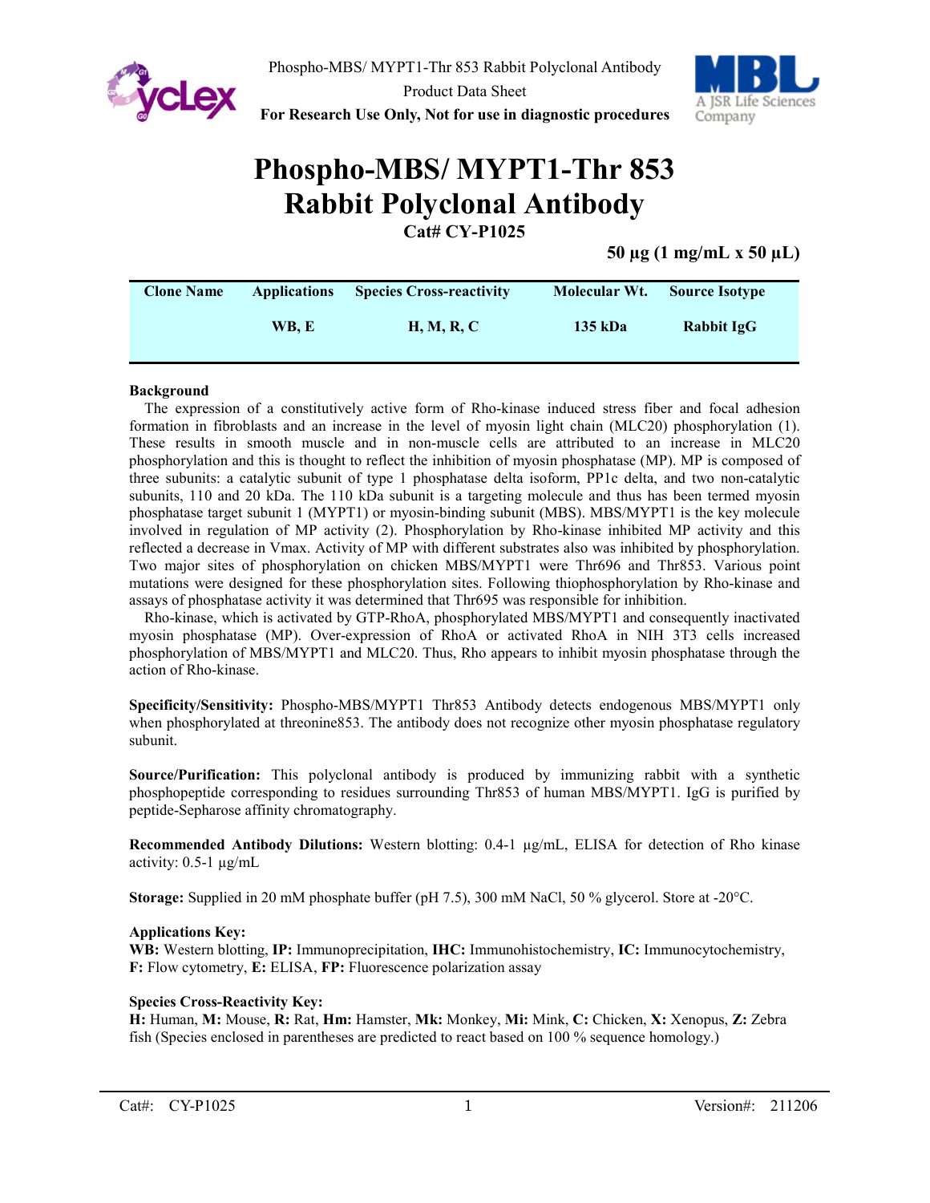# Phospho-MBS/ MYPT1-Thr 853 Rabbit Polyclonal Antibody

**Cat# CY-P1025**

**50 µg (1 mg/mL x 50 µL)**

| Clone Name | Applications | Species Cross-reactivity | Molecular Wt. | Source Isotype |
|---|---|---|---|---|
| | WB, E | H, M, R, C | 135 kDa | Rabbit IgG |

**Background**

The expression of a constitutively active form of Rho-kinase induced stress fiber and focal adhesion formation in fibroblasts and an increase in the level of myosin light chain (MLC20) phosphorylation (1). These results in smooth muscle and in non-muscle cells are attributed to an increase in MLC20 phosphorylation and this is thought to reflect the inhibition of myosin phosphatase (MP). MP is composed of three subunits: a catalytic subunit of type 1 phosphatase delta isoform, PP1c delta, and two non-catalytic subunits, 110 and 20 kDa. The 110 kDa subunit is a targeting molecule and thus has been termed myosin phosphatase target subunit 1 (MYPT1) or myosin-binding subunit (MBS). MBS/MYPT1 is the key molecule involved in regulation of MP activity (2). Phosphorylation by Rho-kinase inhibited MP activity and this reflected a decrease in Vmax. Activity of MP with different substrates also was inhibited by phosphorylation. Two major sites of phosphorylation on chicken MBS/MYPT1 were Thr696 and Thr853. Various point mutations were designed for these phosphorylation sites. Following thiophosphorylation by Rho-kinase and assays of phosphatase activity it was determined that Thr695 was responsible for inhibition.

Rho-kinase, which is activated by GTP-RhoA, phosphorylated MBS/MYPT1 and consequently inactivated myosin phosphatase (MP). Over-expression of RhoA or activated RhoA in NIH 3T3 cells increased phosphorylation of MBS/MYPT1 and MLC20. Thus, Rho appears to inhibit myosin phosphatase through the action of Rho-kinase.

**Specificity/Sensitivity:** Phospho-MBS/MYPT1 Thr853 Antibody detects endogenous MBS/MYPT1 only when phosphorylated at threonine853. The antibody does not recognize other myosin phosphatase regulatory subunit.

**Source/Purification:** This polyclonal antibody is produced by immunizing rabbit with a synthetic phosphopeptide corresponding to residues surrounding Thr853 of human MBS/MYPT1. IgG is purified by peptide-Sepharose affinity chromatography.

**Recommended Antibody Dilutions:** Western blotting: 0.4-1 µg/mL, ELISA for detection of Rho kinase activity: 0.5-1 µg/mL

**Storage:** Supplied in 20 mM phosphate buffer (pH 7.5), 300 mM NaCl, 50 % glycerol. Store at -20°C.

**Applications Key:**
**WB:** Western blotting, **IP:** Immunoprecipitation, **IHC:** Immunohistochemistry, **IC:** Immunocytochemistry, **F:** Flow cytometry, **E:** ELISA, **FP:** Fluorescence polarization assay

**Species Cross-Reactivity Key:**
**H:** Human, **M:** Mouse, **R:** Rat, **Hm:** Hamster, **Mk:** Monkey, **Mi:** Mink, **C:** Chicken, **X:** Xenopus, **Z:** Zebra fish (Species enclosed in parentheses are predicted to react based on 100 % sequence homology.)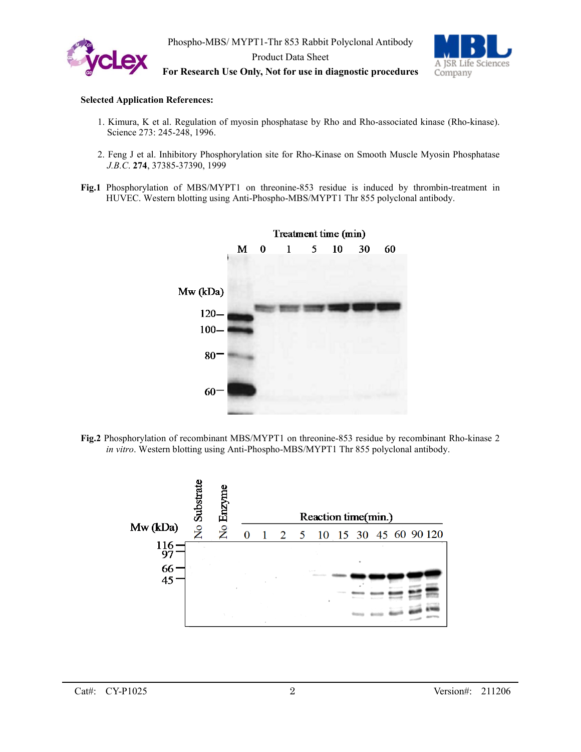**Selected Application References:**

1. Kimura, K et al. Regulation of myosin phosphatase by Rho and Rho-associated kinase (Rho-kinase). Science 273: 245-248, 1996.

2. Feng J et al. Inhibitory Phosphorylation site for Rho-Kinase on Smooth Muscle Myosin Phosphatase *J.B.C.* **274**, 37385-37390, 1999

**Fig.1** Phosphorylation of MBS/MYPT1 on threonine-853 residue is induced by thrombin-treatment in HUVEC. Western blotting using Anti-Phospho-MBS/MYPT1 Thr 855 polyclonal antibody.

**Fig.2** Phosphorylation of recombinant MBS/MYPT1 on threonine-853 residue by recombinant Rho-kinase 2 *in vitro*. Western blotting using Anti-Phospho-MBS/MYPT1 Thr 855 polyclonal antibody.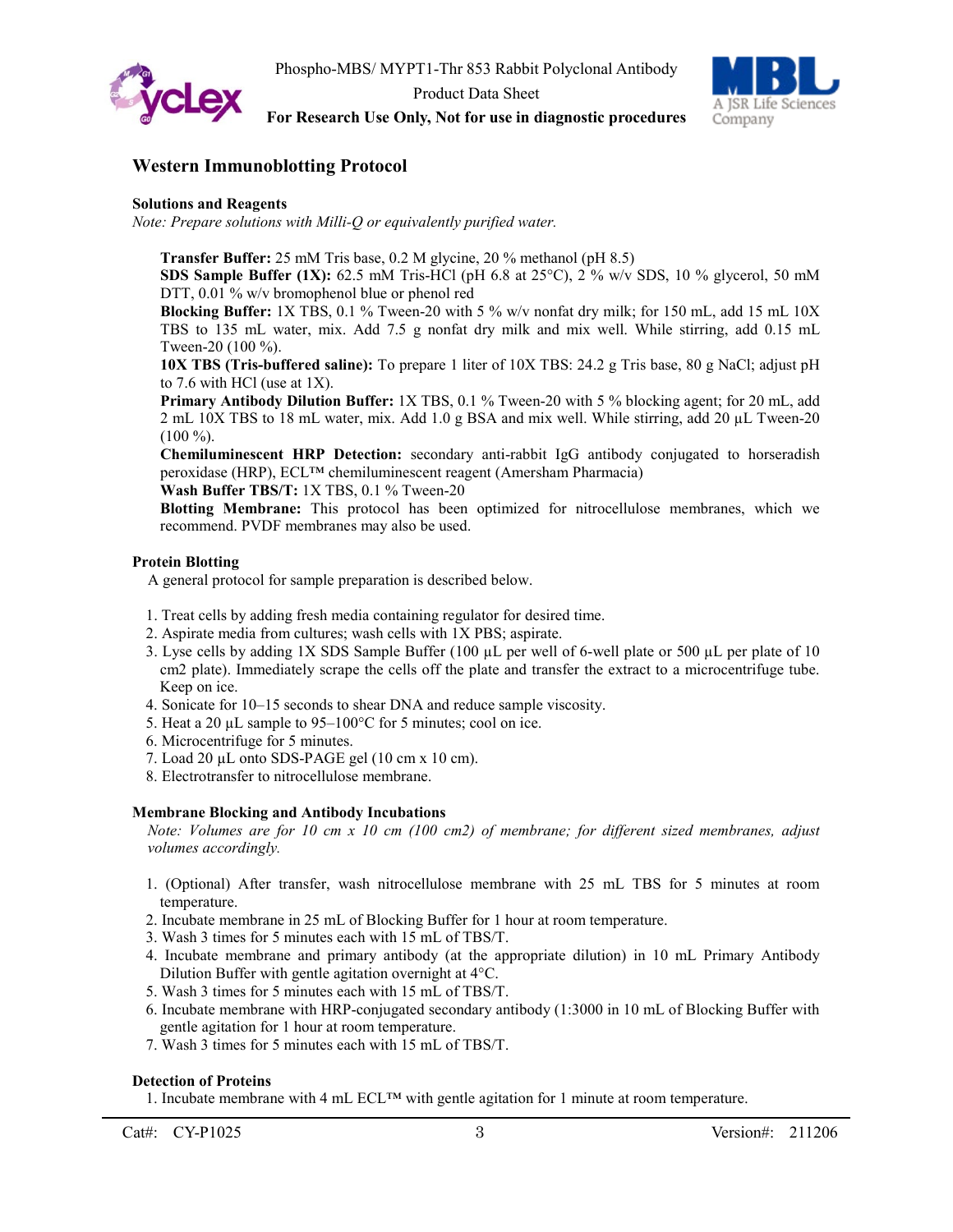## Western Immunoblotting Protocol

### Solutions and Reagents

*Note: Prepare solutions with Milli-Q or equivalently purified water.*

**Transfer Buffer:** 25 mM Tris base, 0.2 M glycine, 20 % methanol (pH 8.5)
**SDS Sample Buffer (1X):** 62.5 mM Tris-HCl (pH 6.8 at 25°C), 2 % w/v SDS, 10 % glycerol, 50 mM DTT, 0.01 % w/v bromophenol blue or phenol red
**Blocking Buffer:** 1X TBS, 0.1 % Tween-20 with 5 % w/v nonfat dry milk; for 150 mL, add 15 mL 10X TBS to 135 mL water, mix. Add 7.5 g nonfat dry milk and mix well. While stirring, add 0.15 mL Tween-20 (100 %).
**10X TBS (Tris-buffered saline):** To prepare 1 liter of 10X TBS: 24.2 g Tris base, 80 g NaCl; adjust pH to 7.6 with HCl (use at 1X).
**Primary Antibody Dilution Buffer:** 1X TBS, 0.1 % Tween-20 with 5 % blocking agent; for 20 mL, add 2 mL 10X TBS to 18 mL water, mix. Add 1.0 g BSA and mix well. While stirring, add 20 µL Tween-20 (100 %).
**Chemiluminescent HRP Detection:** secondary anti-rabbit IgG antibody conjugated to horseradish peroxidase (HRP), ECL™ chemiluminescent reagent (Amersham Pharmacia)
**Wash Buffer TBS/T:** 1X TBS, 0.1 % Tween-20
**Blotting Membrane:** This protocol has been optimized for nitrocellulose membranes, which we recommend. PVDF membranes may also be used.

### Protein Blotting

A general protocol for sample preparation is described below.

1. Treat cells by adding fresh media containing regulator for desired time.
2. Aspirate media from cultures; wash cells with 1X PBS; aspirate.
3. Lyse cells by adding 1X SDS Sample Buffer (100 µL per well of 6-well plate or 500 µL per plate of 10 cm2 plate). Immediately scrape the cells off the plate and transfer the extract to a microcentrifuge tube. Keep on ice.
4. Sonicate for 10–15 seconds to shear DNA and reduce sample viscosity.
5. Heat a 20 µL sample to 95–100°C for 5 minutes; cool on ice.
6. Microcentrifuge for 5 minutes.
7. Load 20 µL onto SDS-PAGE gel (10 cm x 10 cm).
8. Electrotransfer to nitrocellulose membrane.

### Membrane Blocking and Antibody Incubations

*Note: Volumes are for 10 cm x 10 cm (100 cm2) of membrane; for different sized membranes, adjust volumes accordingly.*

1. (Optional) After transfer, wash nitrocellulose membrane with 25 mL TBS for 5 minutes at room temperature.
2. Incubate membrane in 25 mL of Blocking Buffer for 1 hour at room temperature.
3. Wash 3 times for 5 minutes each with 15 mL of TBS/T.
4. Incubate membrane and primary antibody (at the appropriate dilution) in 10 mL Primary Antibody Dilution Buffer with gentle agitation overnight at 4°C.
5. Wash 3 times for 5 minutes each with 15 mL of TBS/T.
6. Incubate membrane with HRP-conjugated secondary antibody (1:3000 in 10 mL of Blocking Buffer with gentle agitation for 1 hour at room temperature.
7. Wash 3 times for 5 minutes each with 15 mL of TBS/T.

### Detection of Proteins

1. Incubate membrane with 4 mL ECL™ with gentle agitation for 1 minute at room temperature.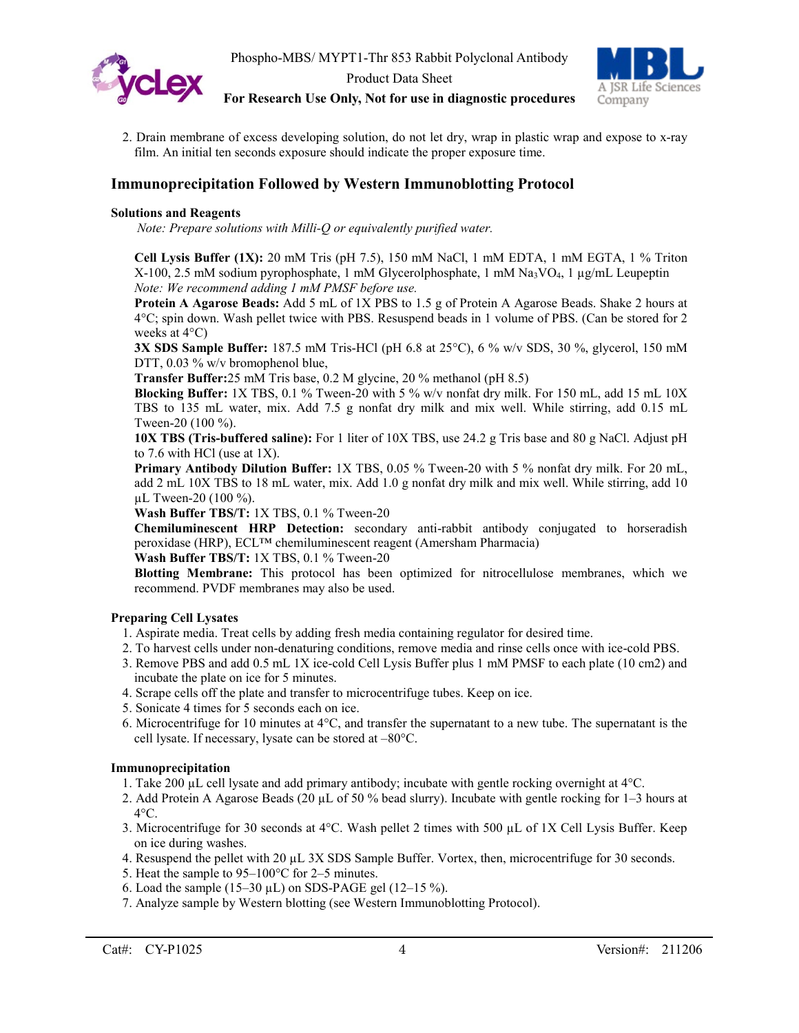2. Drain membrane of excess developing solution, do not let dry, wrap in plastic wrap and expose to x-ray film. An initial ten seconds exposure should indicate the proper exposure time.

## Immunoprecipitation Followed by Western Immunoblotting Protocol

### Solutions and Reagents

*Note: Prepare solutions with Milli-Q or equivalently purified water.*

**Cell Lysis Buffer (1X):** 20 mM Tris (pH 7.5), 150 mM NaCl, 1 mM EDTA, 1 mM EGTA, 1 % Triton X-100, 2.5 mM sodium pyrophosphate, 1 mM Glycerolphosphate, 1 mM $Na_3VO_4$, 1 µg/mL Leupeptin
*Note: We recommend adding 1 mM PMSF before use.*

**Protein A Agarose Beads:** Add 5 mL of 1X PBS to 1.5 g of Protein A Agarose Beads. Shake 2 hours at 4°C; spin down. Wash pellet twice with PBS. Resuspend beads in 1 volume of PBS. (Can be stored for 2 weeks at 4°C)

**3X SDS Sample Buffer:** 187.5 mM Tris-HCl (pH 6.8 at 25°C), 6 % w/v SDS, 30 %, glycerol, 150 mM DTT, 0.03 % w/v bromophenol blue,

**Transfer Buffer:**25 mM Tris base, 0.2 M glycine, 20 % methanol (pH 8.5)

**Blocking Buffer:** 1X TBS, 0.1 % Tween-20 with 5 % w/v nonfat dry milk. For 150 mL, add 15 mL 10X TBS to 135 mL water, mix. Add 7.5 g nonfat dry milk and mix well. While stirring, add 0.15 mL Tween-20 (100 %).

**10X TBS (Tris-buffered saline):** For 1 liter of 10X TBS, use 24.2 g Tris base and 80 g NaCl. Adjust pH to 7.6 with HCl (use at 1X).

**Primary Antibody Dilution Buffer:** 1X TBS, 0.05 % Tween-20 with 5 % nonfat dry milk. For 20 mL, add 2 mL 10X TBS to 18 mL water, mix. Add 1.0 g nonfat dry milk and mix well. While stirring, add 10 µL Tween-20 (100 %).

**Wash Buffer TBS/T:** 1X TBS, 0.1 % Tween-20

**Chemiluminescent HRP Detection:** secondary anti-rabbit antibody conjugated to horseradish peroxidase (HRP), ECL™ chemiluminescent reagent (Amersham Pharmacia)

**Wash Buffer TBS/T:** 1X TBS, 0.1 % Tween-20

**Blotting Membrane:** This protocol has been optimized for nitrocellulose membranes, which we recommend. PVDF membranes may also be used.

### Preparing Cell Lysates

1. Aspirate media. Treat cells by adding fresh media containing regulator for desired time.
2. To harvest cells under non-denaturing conditions, remove media and rinse cells once with ice-cold PBS.
3. Remove PBS and add 0.5 mL 1X ice-cold Cell Lysis Buffer plus 1 mM PMSF to each plate (10 cm2) and incubate the plate on ice for 5 minutes.
4. Scrape cells off the plate and transfer to microcentrifuge tubes. Keep on ice.
5. Sonicate 4 times for 5 seconds each on ice.
6. Microcentrifuge for 10 minutes at 4°C, and transfer the supernatant to a new tube. The supernatant is the cell lysate. If necessary, lysate can be stored at –80°C.

### Immunoprecipitation

1. Take 200 µL cell lysate and add primary antibody; incubate with gentle rocking overnight at 4°C.
2. Add Protein A Agarose Beads (20 µL of 50 % bead slurry). Incubate with gentle rocking for 1–3 hours at 4°C.
3. Microcentrifuge for 30 seconds at 4°C. Wash pellet 2 times with 500 µL of 1X Cell Lysis Buffer. Keep on ice during washes.
4. Resuspend the pellet with 20 µL 3X SDS Sample Buffer. Vortex, then, microcentrifuge for 30 seconds.
5. Heat the sample to 95–100°C for 2–5 minutes.
6. Load the sample (15–30 µL) on SDS-PAGE gel (12–15 %).
7. Analyze sample by Western blotting (see Western Immunoblotting Protocol).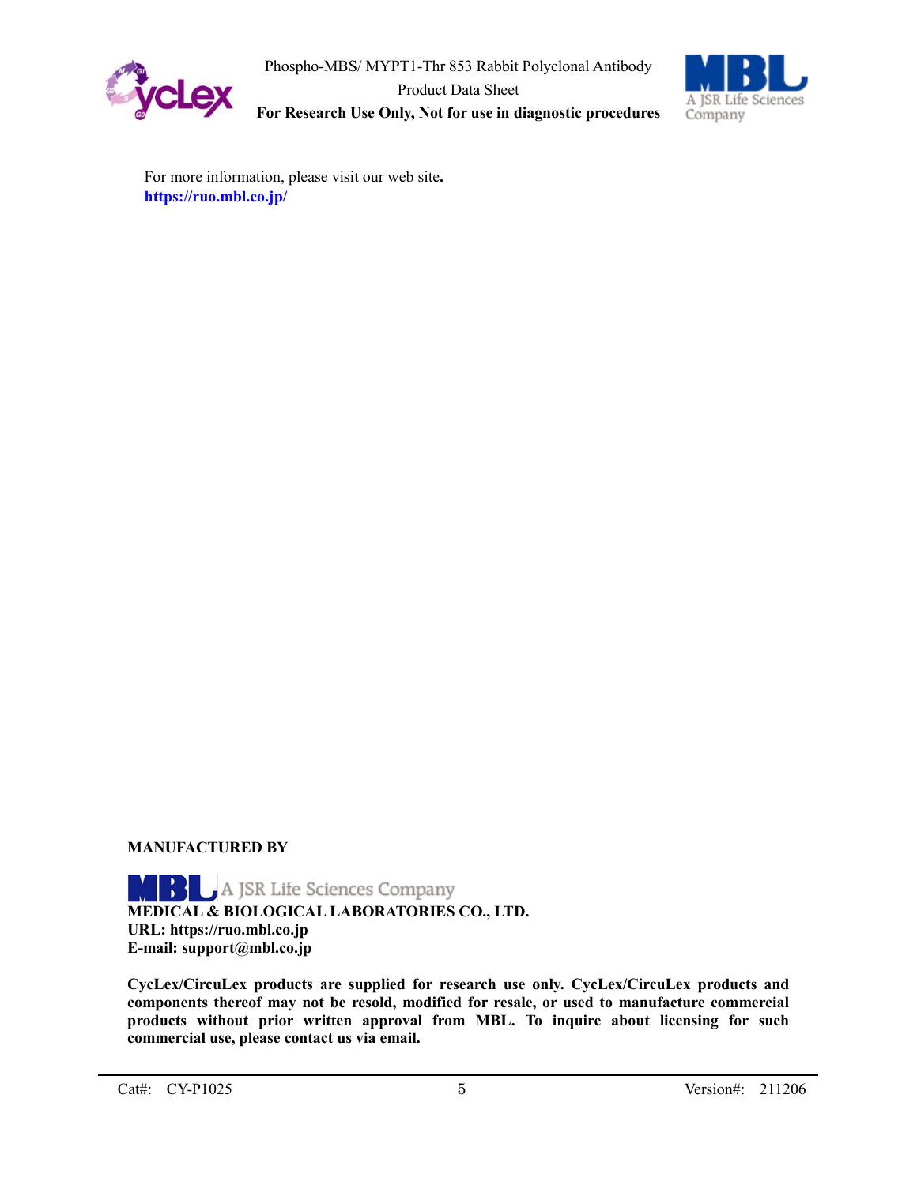For more information, please visit our web site**.**
**https://ruo.mbl.co.jp/**

**MANUFACTURED BY**

A JSR Life Sciences Company
**MEDICAL & BIOLOGICAL LABORATORIES CO., LTD.**
**URL: https://ruo.mbl.co.jp**
**E-mail: support@mbl.co.jp**

**CycLex/CircuLex products are supplied for research use only. CycLex/CircuLex products and components thereof may not be resold, modified for resale, or used to manufacture commercial products without prior written approval from MBL. To inquire about licensing for such commercial use, please contact us via email.**